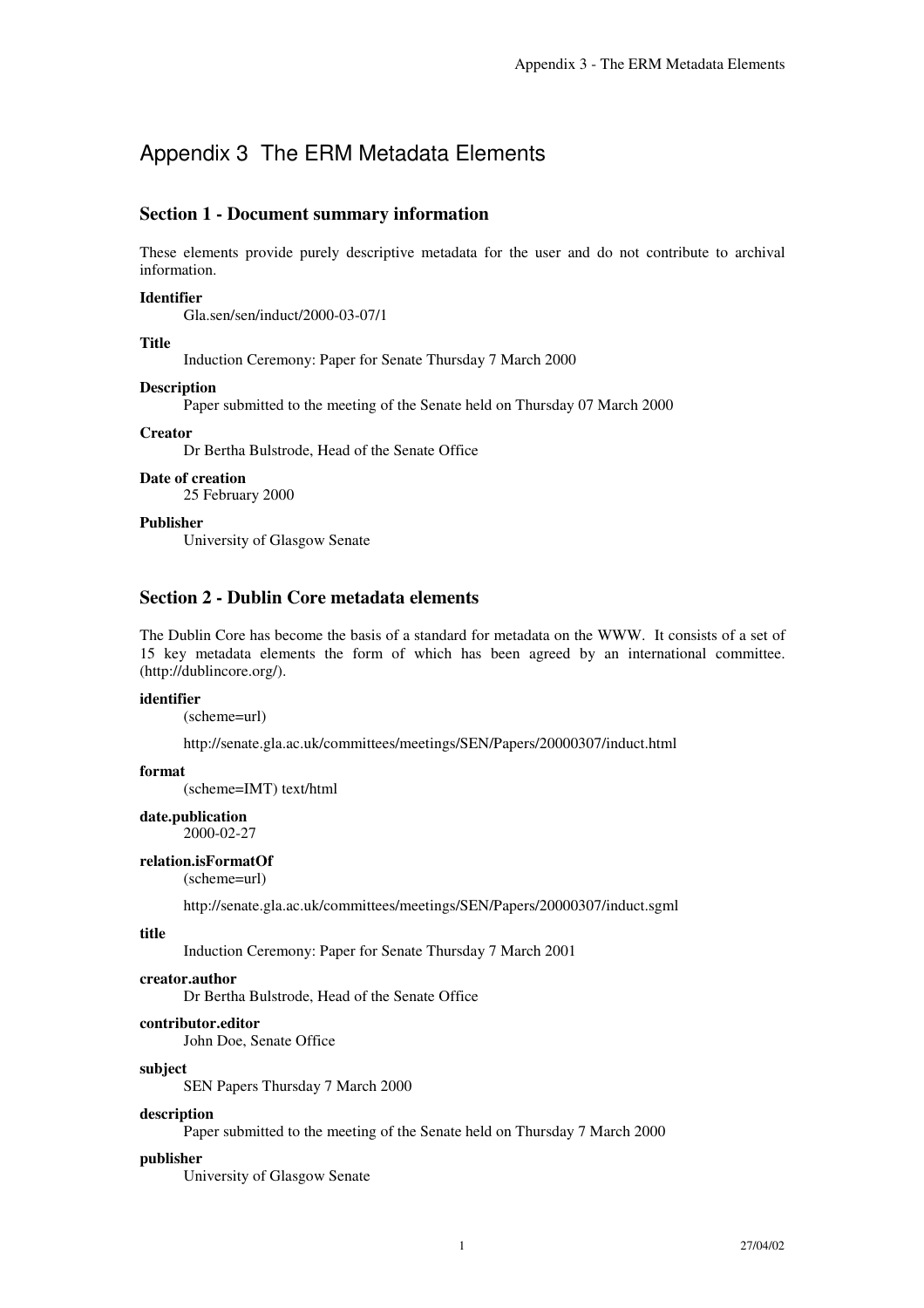# Appendix 3 The ERM Metadata Elements

## Section 1 - Document summary information

These elements provide purely descriptive metadata for the user and do not contribute to archival information.

**Identifier**
Gla.sen/sen/induct/2000-03-07/1

**Title**
Induction Ceremony: Paper for Senate Thursday 7 March 2000

**Description**
Paper submitted to the meeting of the Senate held on Thursday 07 March 2000

**Creator**
Dr Bertha Bulstrode, Head of the Senate Office

**Date of creation**
25 February 2000

**Publisher**
University of Glasgow Senate

## Section 2 - Dublin Core metadata elements

The Dublin Core has become the basis of a standard for metadata on the WWW. It consists of a set of 15 key metadata elements the form of which has been agreed by an international committee. (http://dublincore.org/).

**identifier**
(scheme=url)

http://senate.gla.ac.uk/committees/meetings/SEN/Papers/20000307/induct.html

**format**
(scheme=IMT) text/html

**date.publication**
2000-02-27

**relation.isFormatOf**
(scheme=url)

http://senate.gla.ac.uk/committees/meetings/SEN/Papers/20000307/induct.sgml

**title**
Induction Ceremony: Paper for Senate Thursday 7 March 2001

**creator.author**
Dr Bertha Bulstrode, Head of the Senate Office

**contributor.editor**
John Doe, Senate Office

**subject**
SEN Papers Thursday 7 March 2000

**description**
Paper submitted to the meeting of the Senate held on Thursday 7 March 2000

**publisher**
University of Glasgow Senate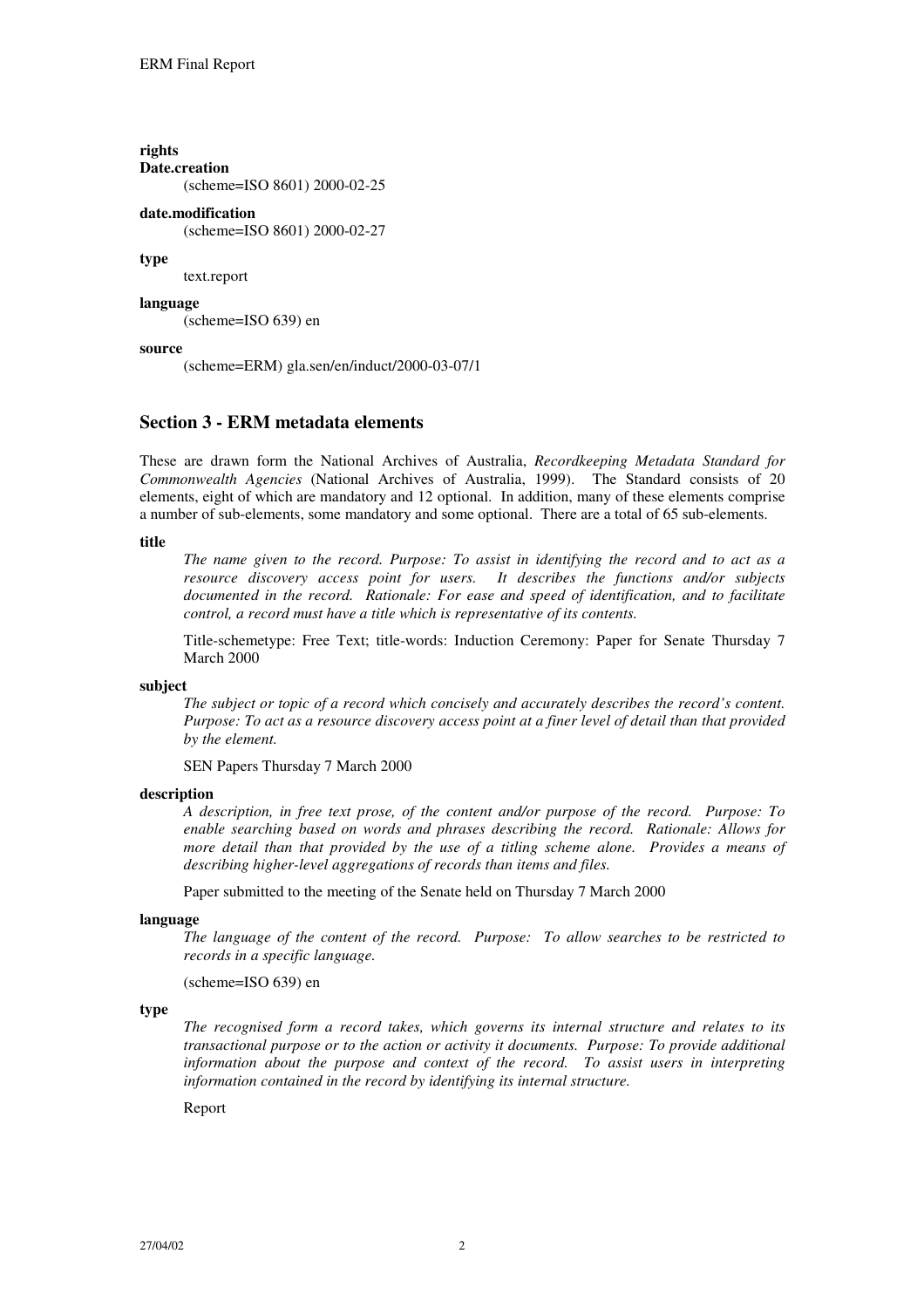**rights**

**Date.creation**

(scheme=ISO 8601) 2000-02-25

**date.modification**

(scheme=ISO 8601) 2000-02-27

**type**

text.report

**language**

(scheme=ISO 639) en

**source**

(scheme=ERM) gla.sen/en/induct/2000-03-07/1

## Section 3 - ERM metadata elements

These are drawn form the National Archives of Australia, *Recordkeeping Metadata Standard for Commonwealth Agencies* (National Archives of Australia, 1999). The Standard consists of 20 elements, eight of which are mandatory and 12 optional. In addition, many of these elements comprise a number of sub-elements, some mandatory and some optional. There are a total of 65 sub-elements.

**title**

*The name given to the record. Purpose: To assist in identifying the record and to act as a resource discovery access point for users. It describes the functions and/or subjects documented in the record. Rationale: For ease and speed of identification, and to facilitate control, a record must have a title which is representative of its contents.*

Title-schemetype: Free Text; title-words: Induction Ceremony: Paper for Senate Thursday 7 March 2000

**subject**

*The subject or topic of a record which concisely and accurately describes the record's content. Purpose: To act as a resource discovery access point at a finer level of detail than that provided by the element.*

SEN Papers Thursday 7 March 2000

**description**

*A description, in free text prose, of the content and/or purpose of the record. Purpose: To enable searching based on words and phrases describing the record. Rationale: Allows for more detail than that provided by the use of a titling scheme alone. Provides a means of describing higher-level aggregations of records than items and files.*

Paper submitted to the meeting of the Senate held on Thursday 7 March 2000

**language**

*The language of the content of the record. Purpose: To allow searches to be restricted to records in a specific language.*

(scheme=ISO 639) en

**type**

*The recognised form a record takes, which governs its internal structure and relates to its transactional purpose or to the action or activity it documents. Purpose: To provide additional information about the purpose and context of the record. To assist users in interpreting information contained in the record by identifying its internal structure.*

Report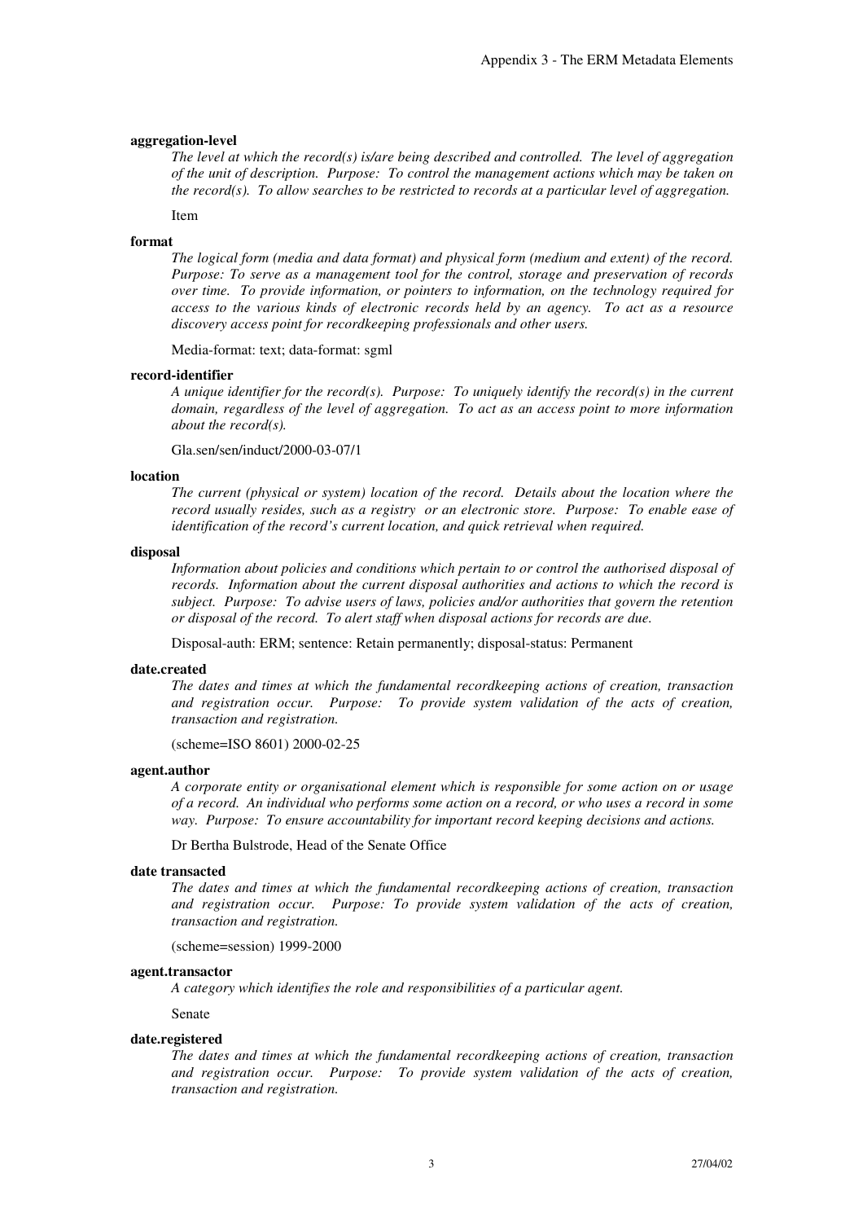**aggregation-level**

*The level at which the record(s) is/are being described and controlled. The level of aggregation of the unit of description. Purpose: To control the management actions which may be taken on the record(s). To allow searches to be restricted to records at a particular level of aggregation.*

Item

**format**

*The logical form (media and data format) and physical form (medium and extent) of the record. Purpose: To serve as a management tool for the control, storage and preservation of records over time. To provide information, or pointers to information, on the technology required for access to the various kinds of electronic records held by an agency. To act as a resource discovery access point for recordkeeping professionals and other users.*

Media-format: text; data-format: sgml

**record-identifier**

*A unique identifier for the record(s). Purpose: To uniquely identify the record(s) in the current domain, regardless of the level of aggregation. To act as an access point to more information about the record(s).*

Gla.sen/sen/induct/2000-03-07/1

**location**

*The current (physical or system) location of the record. Details about the location where the record usually resides, such as a registry or an electronic store. Purpose: To enable ease of identification of the record's current location, and quick retrieval when required.*

**disposal**

*Information about policies and conditions which pertain to or control the authorised disposal of records. Information about the current disposal authorities and actions to which the record is subject. Purpose: To advise users of laws, policies and/or authorities that govern the retention or disposal of the record. To alert staff when disposal actions for records are due.*

Disposal-auth: ERM; sentence: Retain permanently; disposal-status: Permanent

**date.created**

*The dates and times at which the fundamental recordkeeping actions of creation, transaction and registration occur. Purpose: To provide system validation of the acts of creation, transaction and registration.*

(scheme=ISO 8601) 2000-02-25

**agent.author**

*A corporate entity or organisational element which is responsible for some action on or usage of a record. An individual who performs some action on a record, or who uses a record in some way. Purpose: To ensure accountability for important record keeping decisions and actions.*

Dr Bertha Bulstrode, Head of the Senate Office

**date transacted**

*The dates and times at which the fundamental recordkeeping actions of creation, transaction and registration occur. Purpose: To provide system validation of the acts of creation, transaction and registration.*

(scheme=session) 1999-2000

**agent.transactor**

*A category which identifies the role and responsibilities of a particular agent.*

Senate

**date.registered**

*The dates and times at which the fundamental recordkeeping actions of creation, transaction and registration occur. Purpose: To provide system validation of the acts of creation, transaction and registration.*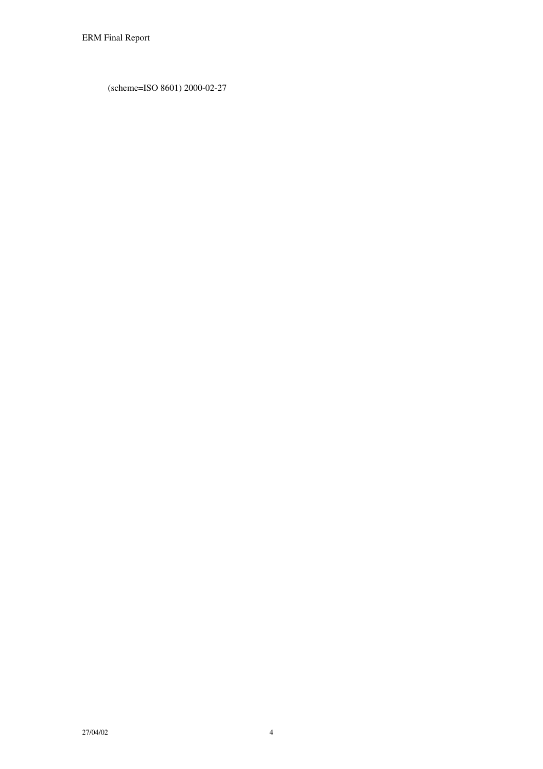(scheme=ISO 8601) 2000-02-27